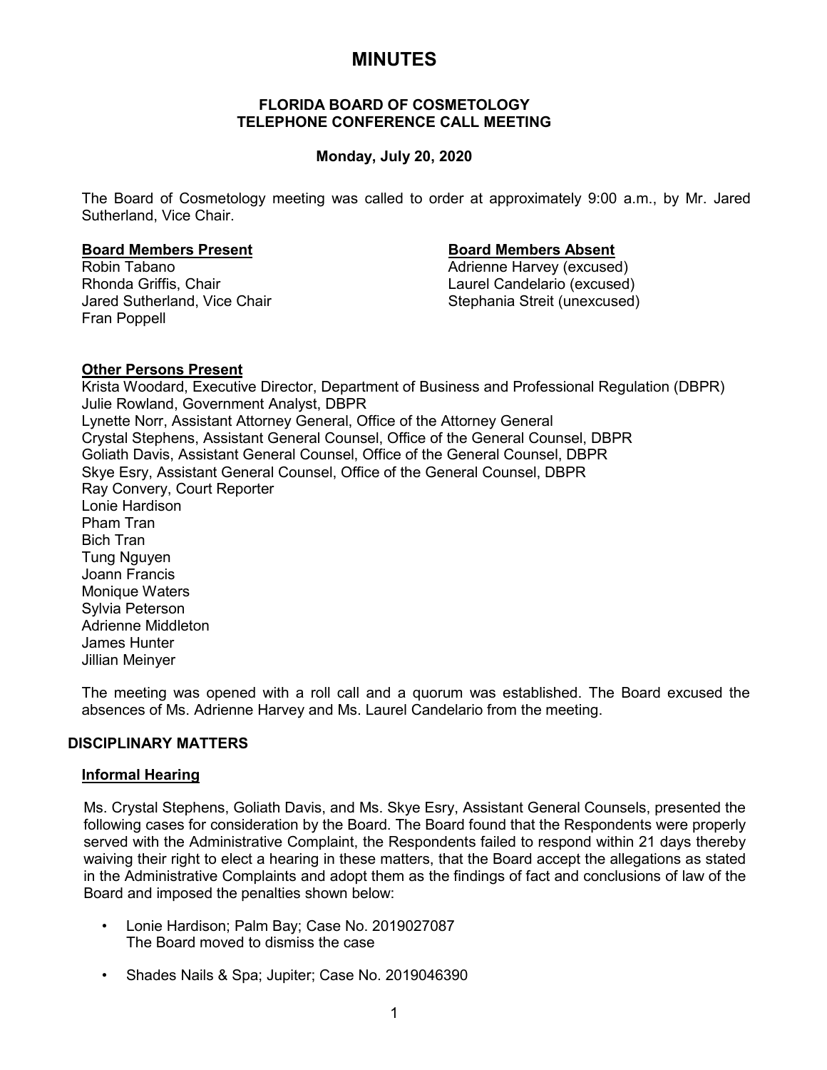# MINUTES

## FLORIDA BOARD OF COSMETOLOGY
## TELEPHONE CONFERENCE CALL MEETING

**Monday, July 20, 2020**

The Board of Cosmetology meeting was called to order at approximately 9:00 a.m., by Mr. Jared Sutherland, Vice Chair.

**Board Members Present**

Robin Tabano
Rhonda Griffis, Chair
Jared Sutherland, Vice Chair
Fran Poppell

**Board Members Absent**

Adrienne Harvey (excused)
Laurel Candelario (excused)
Stephania Streit (unexcused)

**Other Persons Present**

Krista Woodard, Executive Director, Department of Business and Professional Regulation (DBPR)
Julie Rowland, Government Analyst, DBPR
Lynette Norr, Assistant Attorney General, Office of the Attorney General
Crystal Stephens, Assistant General Counsel, Office of the General Counsel, DBPR
Goliath Davis, Assistant General Counsel, Office of the General Counsel, DBPR
Skye Esry, Assistant General Counsel, Office of the General Counsel, DBPR
Ray Convery, Court Reporter
Lonie Hardison
Pham Tran
Bich Tran
Tung Nguyen
Joann Francis
Monique Waters
Sylvia Peterson
Adrienne Middleton
James Hunter
Jillian Meinyer

The meeting was opened with a roll call and a quorum was established. The Board excused the absences of Ms. Adrienne Harvey and Ms. Laurel Candelario from the meeting.

## DISCIPLINARY MATTERS

### Informal Hearing

Ms. Crystal Stephens, Goliath Davis, and Ms. Skye Esry, Assistant General Counsels, presented the following cases for consideration by the Board. The Board found that the Respondents were properly served with the Administrative Complaint, the Respondents failed to respond within 21 days thereby waiving their right to elect a hearing in these matters, that the Board accept the allegations as stated in the Administrative Complaints and adopt them as the findings of fact and conclusions of law of the Board and imposed the penalties shown below:

- Lonie Hardison; Palm Bay; Case No. 2019027087
  The Board moved to dismiss the case

- Shades Nails & Spa; Jupiter; Case No. 2019046390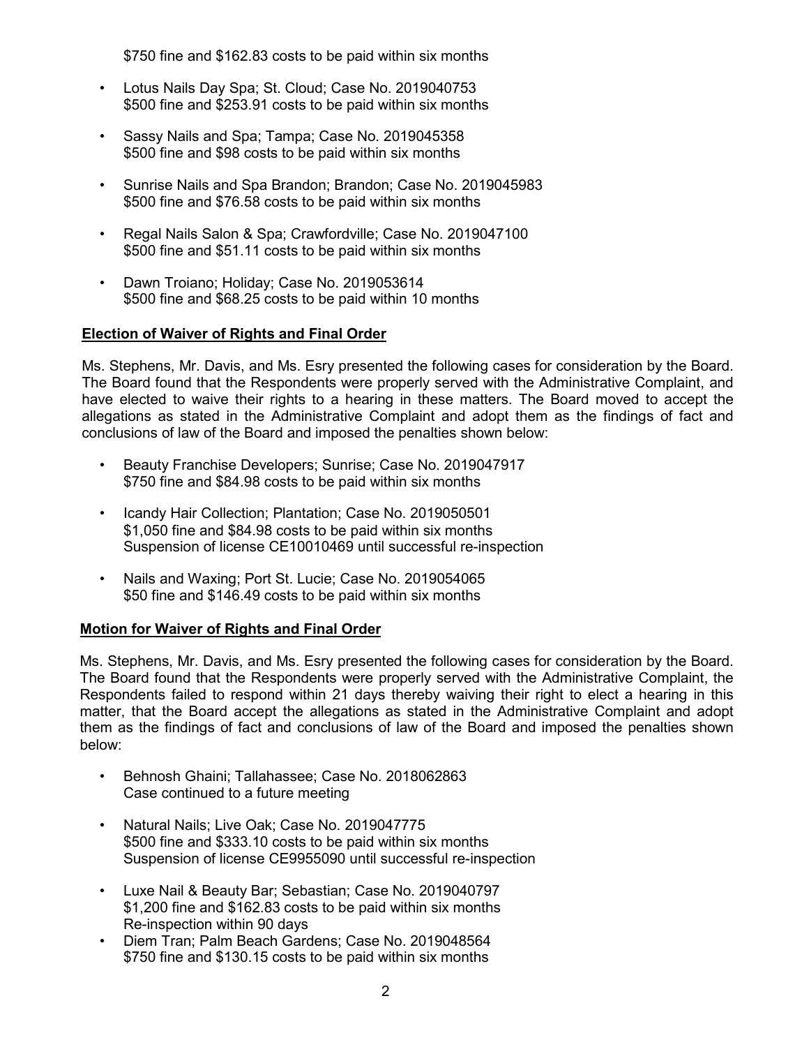$750 fine and $162.83 costs to be paid within six months

- Lotus Nails Day Spa; St. Cloud; Case No. 2019040753
  $500 fine and $253.91 costs to be paid within six months

- Sassy Nails and Spa; Tampa; Case No. 2019045358
  $500 fine and $98 costs to be paid within six months

- Sunrise Nails and Spa Brandon; Brandon; Case No. 2019045983
  $500 fine and $76.58 costs to be paid within six months

- Regal Nails Salon & Spa; Crawfordville; Case No. 2019047100
  $500 fine and $51.11 costs to be paid within six months

- Dawn Troiano; Holiday; Case No. 2019053614
  $500 fine and $68.25 costs to be paid within 10 months

**Election of Waiver of Rights and Final Order**

Ms. Stephens, Mr. Davis, and Ms. Esry presented the following cases for consideration by the Board. The Board found that the Respondents were properly served with the Administrative Complaint, and have elected to waive their rights to a hearing in these matters. The Board moved to accept the allegations as stated in the Administrative Complaint and adopt them as the findings of fact and conclusions of law of the Board and imposed the penalties shown below:

- Beauty Franchise Developers; Sunrise; Case No. 2019047917
  $750 fine and $84.98 costs to be paid within six months

- Icandy Hair Collection; Plantation; Case No. 2019050501
  $1,050 fine and $84.98 costs to be paid within six months
  Suspension of license CE10010469 until successful re-inspection

- Nails and Waxing; Port St. Lucie; Case No. 2019054065
  $50 fine and $146.49 costs to be paid within six months

**Motion for Waiver of Rights and Final Order**

Ms. Stephens, Mr. Davis, and Ms. Esry presented the following cases for consideration by the Board. The Board found that the Respondents were properly served with the Administrative Complaint, the Respondents failed to respond within 21 days thereby waiving their right to elect a hearing in this matter, that the Board accept the allegations as stated in the Administrative Complaint and adopt them as the findings of fact and conclusions of law of the Board and imposed the penalties shown below:

- Behnosh Ghaini; Tallahassee; Case No. 2018062863
  Case continued to a future meeting

- Natural Nails; Live Oak; Case No. 2019047775
  $500 fine and $333.10 costs to be paid within six months
  Suspension of license CE9955090 until successful re-inspection

- Luxe Nail & Beauty Bar; Sebastian; Case No. 2019040797
  $1,200 fine and $162.83 costs to be paid within six months
  Re-inspection within 90 days
- Diem Tran; Palm Beach Gardens; Case No. 2019048564
  $750 fine and $130.15 costs to be paid within six months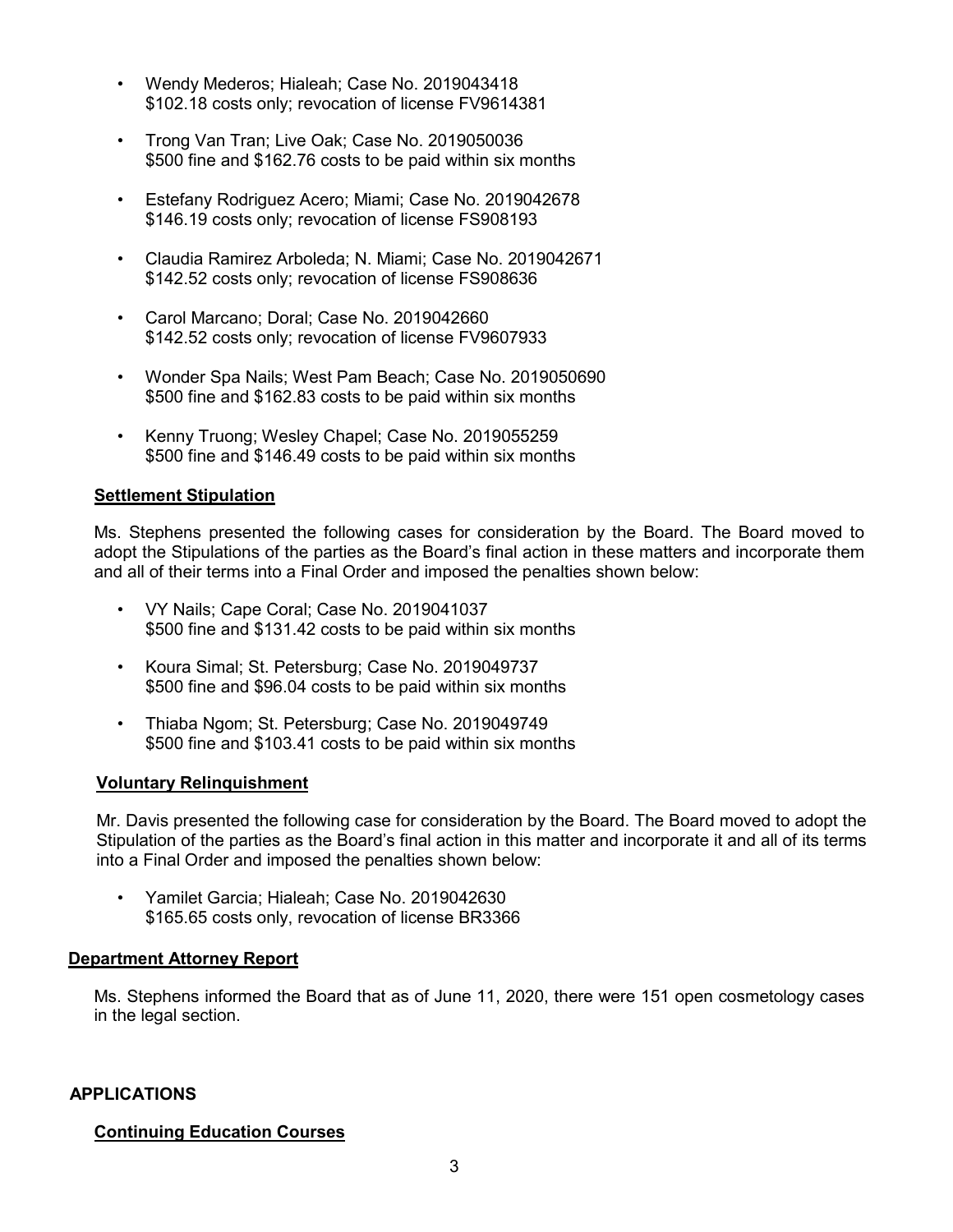- Wendy Mederos; Hialeah; Case No. 2019043418
  $102.18 costs only; revocation of license FV9614381

- Trong Van Tran; Live Oak; Case No. 2019050036
  $500 fine and $162.76 costs to be paid within six months

- Estefany Rodriguez Acero; Miami; Case No. 2019042678
  $146.19 costs only; revocation of license FS908193

- Claudia Ramirez Arboleda; N. Miami; Case No. 2019042671
  $142.52 costs only; revocation of license FS908636

- Carol Marcano; Doral; Case No. 2019042660
  $142.52 costs only; revocation of license FV9607933

- Wonder Spa Nails; West Pam Beach; Case No. 2019050690
  $500 fine and $162.83 costs to be paid within six months

- Kenny Truong; Wesley Chapel; Case No. 2019055259
  $500 fine and $146.49 costs to be paid within six months

### Settlement Stipulation

Ms. Stephens presented the following cases for consideration by the Board. The Board moved to adopt the Stipulations of the parties as the Board's final action in these matters and incorporate them and all of their terms into a Final Order and imposed the penalties shown below:

- VY Nails; Cape Coral; Case No. 2019041037
  $500 fine and $131.42 costs to be paid within six months

- Koura Simal; St. Petersburg; Case No. 2019049737
  $500 fine and $96.04 costs to be paid within six months

- Thiaba Ngom; St. Petersburg; Case No. 2019049749
  $500 fine and $103.41 costs to be paid within six months

### Voluntary Relinquishment

Mr. Davis presented the following case for consideration by the Board. The Board moved to adopt the Stipulation of the parties as the Board's final action in this matter and incorporate it and all of its terms into a Final Order and imposed the penalties shown below:

- Yamilet Garcia; Hialeah; Case No. 2019042630
  $165.65 costs only, revocation of license BR3366

### Department Attorney Report

Ms. Stephens informed the Board that as of June 11, 2020, there were 151 open cosmetology cases in the legal section.

## APPLICATIONS

### Continuing Education Courses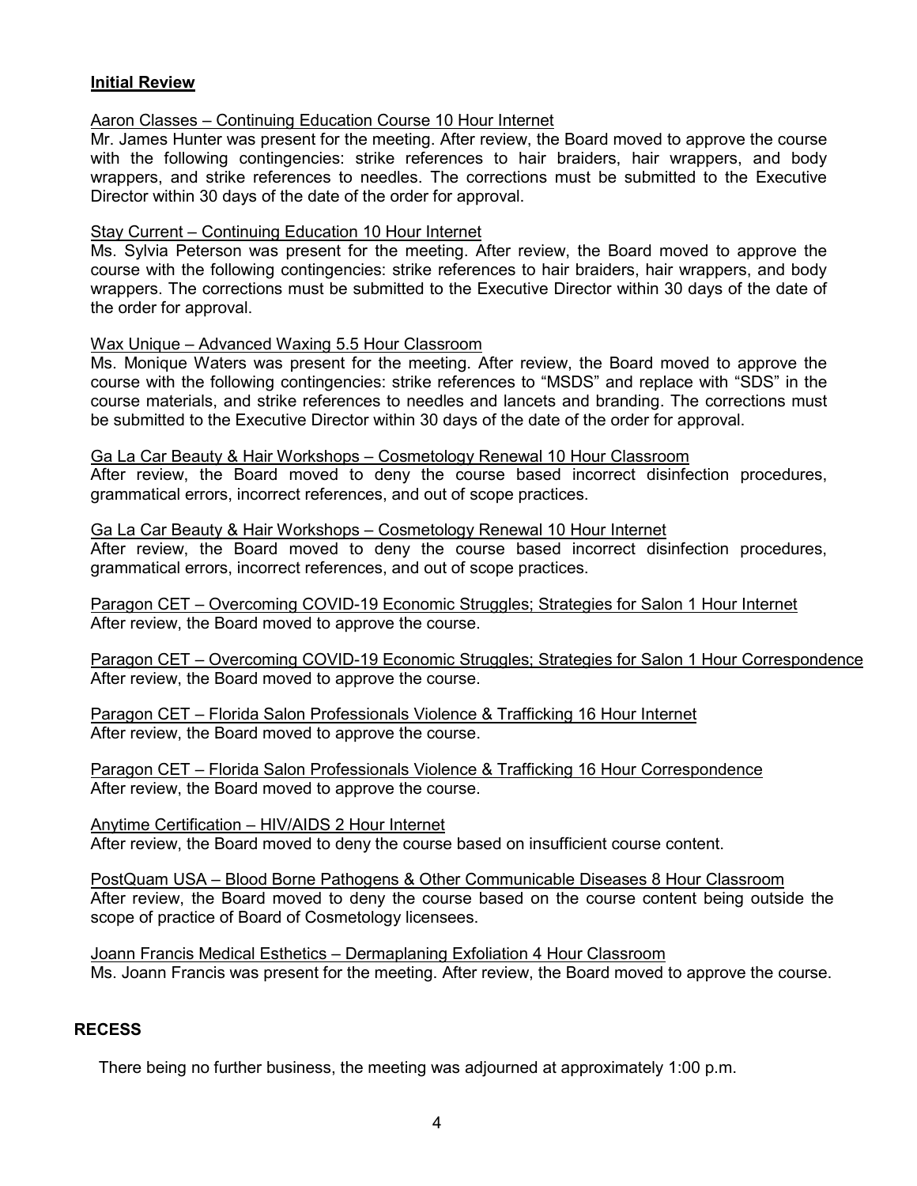**Initial Review**

Aaron Classes – Continuing Education Course 10 Hour Internet

Mr. James Hunter was present for the meeting. After review, the Board moved to approve the course with the following contingencies: strike references to hair braiders, hair wrappers, and body wrappers, and strike references to needles. The corrections must be submitted to the Executive Director within 30 days of the date of the order for approval.

Stay Current – Continuing Education 10 Hour Internet

Ms. Sylvia Peterson was present for the meeting. After review, the Board moved to approve the course with the following contingencies: strike references to hair braiders, hair wrappers, and body wrappers. The corrections must be submitted to the Executive Director within 30 days of the date of the order for approval.

Wax Unique – Advanced Waxing 5.5 Hour Classroom

Ms. Monique Waters was present for the meeting. After review, the Board moved to approve the course with the following contingencies: strike references to "MSDS" and replace with "SDS" in the course materials, and strike references to needles and lancets and branding. The corrections must be submitted to the Executive Director within 30 days of the date of the order for approval.

Ga La Car Beauty & Hair Workshops – Cosmetology Renewal 10 Hour Classroom

After review, the Board moved to deny the course based incorrect disinfection procedures, grammatical errors, incorrect references, and out of scope practices.

Ga La Car Beauty & Hair Workshops – Cosmetology Renewal 10 Hour Internet

After review, the Board moved to deny the course based incorrect disinfection procedures, grammatical errors, incorrect references, and out of scope practices.

Paragon CET – Overcoming COVID-19 Economic Struggles; Strategies for Salon 1 Hour Internet

After review, the Board moved to approve the course.

Paragon CET – Overcoming COVID-19 Economic Struggles; Strategies for Salon 1 Hour Correspondence

After review, the Board moved to approve the course.

Paragon CET – Florida Salon Professionals Violence & Trafficking 16 Hour Internet

After review, the Board moved to approve the course.

Paragon CET – Florida Salon Professionals Violence & Trafficking 16 Hour Correspondence

After review, the Board moved to approve the course.

Anytime Certification – HIV/AIDS 2 Hour Internet

After review, the Board moved to deny the course based on insufficient course content.

PostQuam USA – Blood Borne Pathogens & Other Communicable Diseases 8 Hour Classroom

After review, the Board moved to deny the course based on the course content being outside the scope of practice of Board of Cosmetology licensees.

Joann Francis Medical Esthetics – Dermaplaning Exfoliation 4 Hour Classroom

Ms. Joann Francis was present for the meeting. After review, the Board moved to approve the course.

**RECESS**

There being no further business, the meeting was adjourned at approximately 1:00 p.m.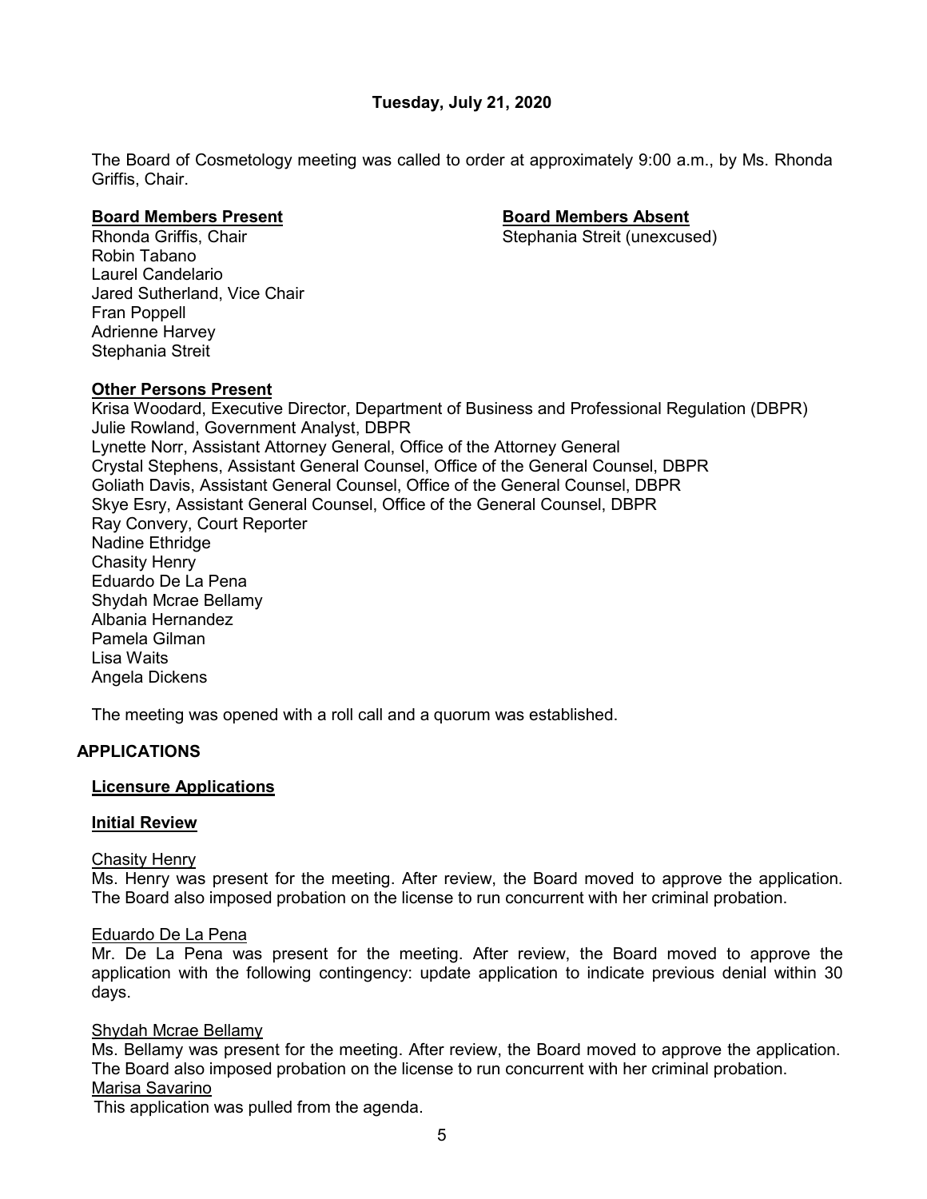**Tuesday, July 21, 2020**

The Board of Cosmetology meeting was called to order at approximately 9:00 a.m., by Ms. Rhonda Griffis, Chair.

**Board Members Present**

Rhonda Griffis, Chair
Robin Tabano
Laurel Candelario
Jared Sutherland, Vice Chair
Fran Poppell
Adrienne Harvey
Stephania Streit

**Board Members Absent**

Stephania Streit (unexcused)

**Other Persons Present**

Krisa Woodard, Executive Director, Department of Business and Professional Regulation (DBPR)
Julie Rowland, Government Analyst, DBPR
Lynette Norr, Assistant Attorney General, Office of the Attorney General
Crystal Stephens, Assistant General Counsel, Office of the General Counsel, DBPR
Goliath Davis, Assistant General Counsel, Office of the General Counsel, DBPR
Skye Esry, Assistant General Counsel, Office of the General Counsel, DBPR
Ray Convery, Court Reporter
Nadine Ethridge
Chasity Henry
Eduardo De La Pena
Shydah Mcrae Bellamy
Albania Hernandez
Pamela Gilman
Lisa Waits
Angela Dickens

The meeting was opened with a roll call and a quorum was established.

## APPLICATIONS

**Licensure Applications**

**Initial Review**

Chasity Henry
Ms. Henry was present for the meeting. After review, the Board moved to approve the application. The Board also imposed probation on the license to run concurrent with her criminal probation.

Eduardo De La Pena
Mr. De La Pena was present for the meeting. After review, the Board moved to approve the application with the following contingency: update application to indicate previous denial within 30 days.

Shydah Mcrae Bellamy
Ms. Bellamy was present for the meeting. After review, the Board moved to approve the application. The Board also imposed probation on the license to run concurrent with her criminal probation.

Marisa Savarino
This application was pulled from the agenda.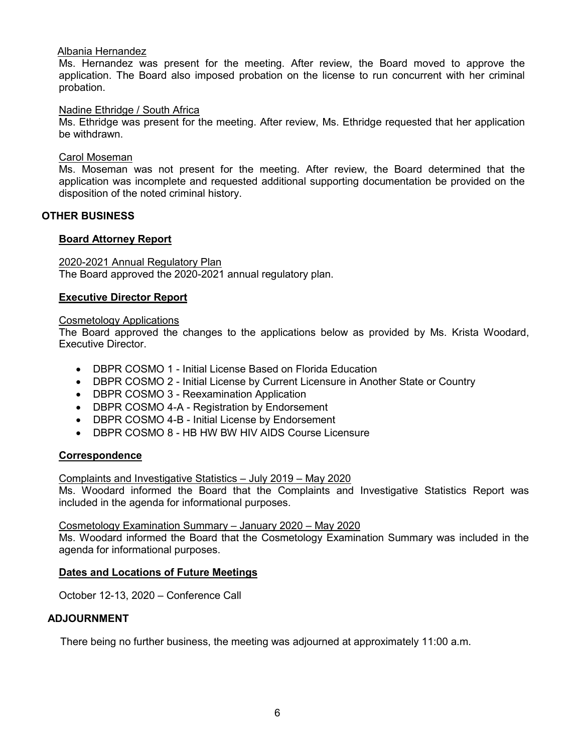Albania Hernandez

Ms. Hernandez was present for the meeting. After review, the Board moved to approve the application. The Board also imposed probation on the license to run concurrent with her criminal probation.

Nadine Ethridge / South Africa

Ms. Ethridge was present for the meeting. After review, Ms. Ethridge requested that her application be withdrawn.

Carol Moseman

Ms. Moseman was not present for the meeting. After review, the Board determined that the application was incomplete and requested additional supporting documentation be provided on the disposition of the noted criminal history.

## OTHER BUSINESS

### Board Attorney Report

2020-2021 Annual Regulatory Plan

The Board approved the 2020-2021 annual regulatory plan.

### Executive Director Report

Cosmetology Applications

The Board approved the changes to the applications below as provided by Ms. Krista Woodard, Executive Director.

- DBPR COSMO 1 - Initial License Based on Florida Education
- DBPR COSMO 2 - Initial License by Current Licensure in Another State or Country
- DBPR COSMO 3 - Reexamination Application
- DBPR COSMO 4-A - Registration by Endorsement
- DBPR COSMO 4-B - Initial License by Endorsement
- DBPR COSMO 8 - HB HW BW HIV AIDS Course Licensure

### Correspondence

Complaints and Investigative Statistics – July 2019 – May 2020

Ms. Woodard informed the Board that the Complaints and Investigative Statistics Report was included in the agenda for informational purposes.

Cosmetology Examination Summary – January 2020 – May 2020

Ms. Woodard informed the Board that the Cosmetology Examination Summary was included in the agenda for informational purposes.

### Dates and Locations of Future Meetings

October 12-13, 2020 – Conference Call

## ADJOURNMENT

There being no further business, the meeting was adjourned at approximately 11:00 a.m.